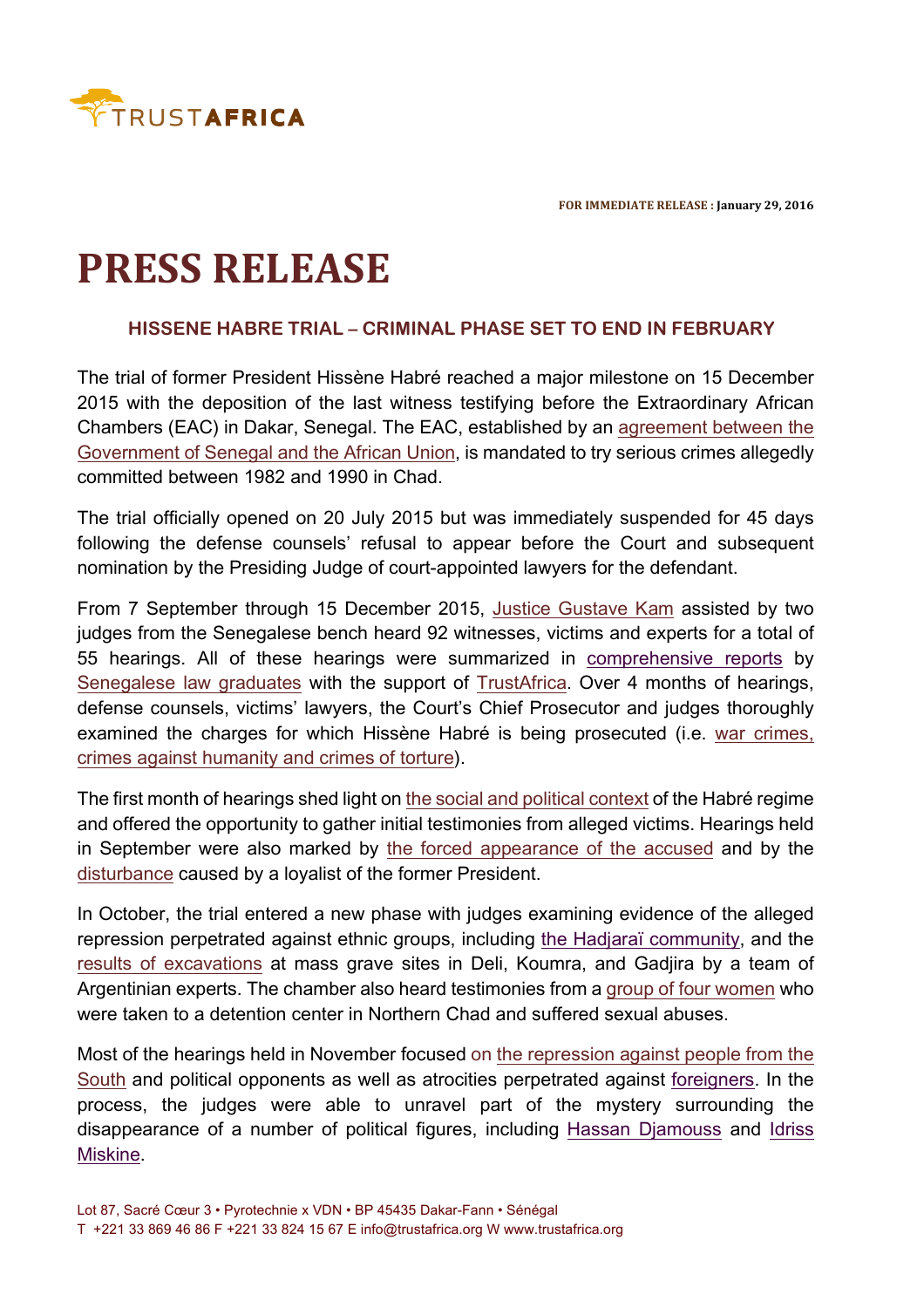TRUSTAFRICA

**FOR IMMEDIATE RELEASE : January 29, 2016**

# PRESS RELEASE

### HISSENE HABRE TRIAL – CRIMINAL PHASE SET TO END IN FEBRUARY

The trial of former President Hissène Habré reached a major milestone on 15 December 2015 with the deposition of the last witness testifying before the Extraordinary African Chambers (EAC) in Dakar, Senegal. The EAC, established by an agreement between the Government of Senegal and the African Union, is mandated to try serious crimes allegedly committed between 1982 and 1990 in Chad.

The trial officially opened on 20 July 2015 but was immediately suspended for 45 days following the defense counsels' refusal to appear before the Court and subsequent nomination by the Presiding Judge of court-appointed lawyers for the defendant.

From 7 September through 15 December 2015, Justice Gustave Kam assisted by two judges from the Senegalese bench heard 92 witnesses, victims and experts for a total of 55 hearings. All of these hearings were summarized in comprehensive reports by Senegalese law graduates with the support of TrustAfrica. Over 4 months of hearings, defense counsels, victims' lawyers, the Court's Chief Prosecutor and judges thoroughly examined the charges for which Hissène Habré is being prosecuted (i.e. war crimes, crimes against humanity and crimes of torture).

The first month of hearings shed light on the social and political context of the Habré regime and offered the opportunity to gather initial testimonies from alleged victims. Hearings held in September were also marked by the forced appearance of the accused and by the disturbance caused by a loyalist of the former President.

In October, the trial entered a new phase with judges examining evidence of the alleged repression perpetrated against ethnic groups, including the Hadjaraï community, and the results of excavations at mass grave sites in Deli, Koumra, and Gadjira by a team of Argentinian experts. The chamber also heard testimonies from a group of four women who were taken to a detention center in Northern Chad and suffered sexual abuses.

Most of the hearings held in November focused on the repression against people from the South and political opponents as well as atrocities perpetrated against foreigners. In the process, the judges were able to unravel part of the mystery surrounding the disappearance of a number of political figures, including Hassan Djamouss and Idriss Miskine.

Lot 87, Sacré Cœur 3 • Pyrotechnie x VDN • BP 45435 Dakar-Fann • Sénégal
T +221 33 869 46 86 F +221 33 824 15 67 E info@trustafrica.org W www.trustafrica.org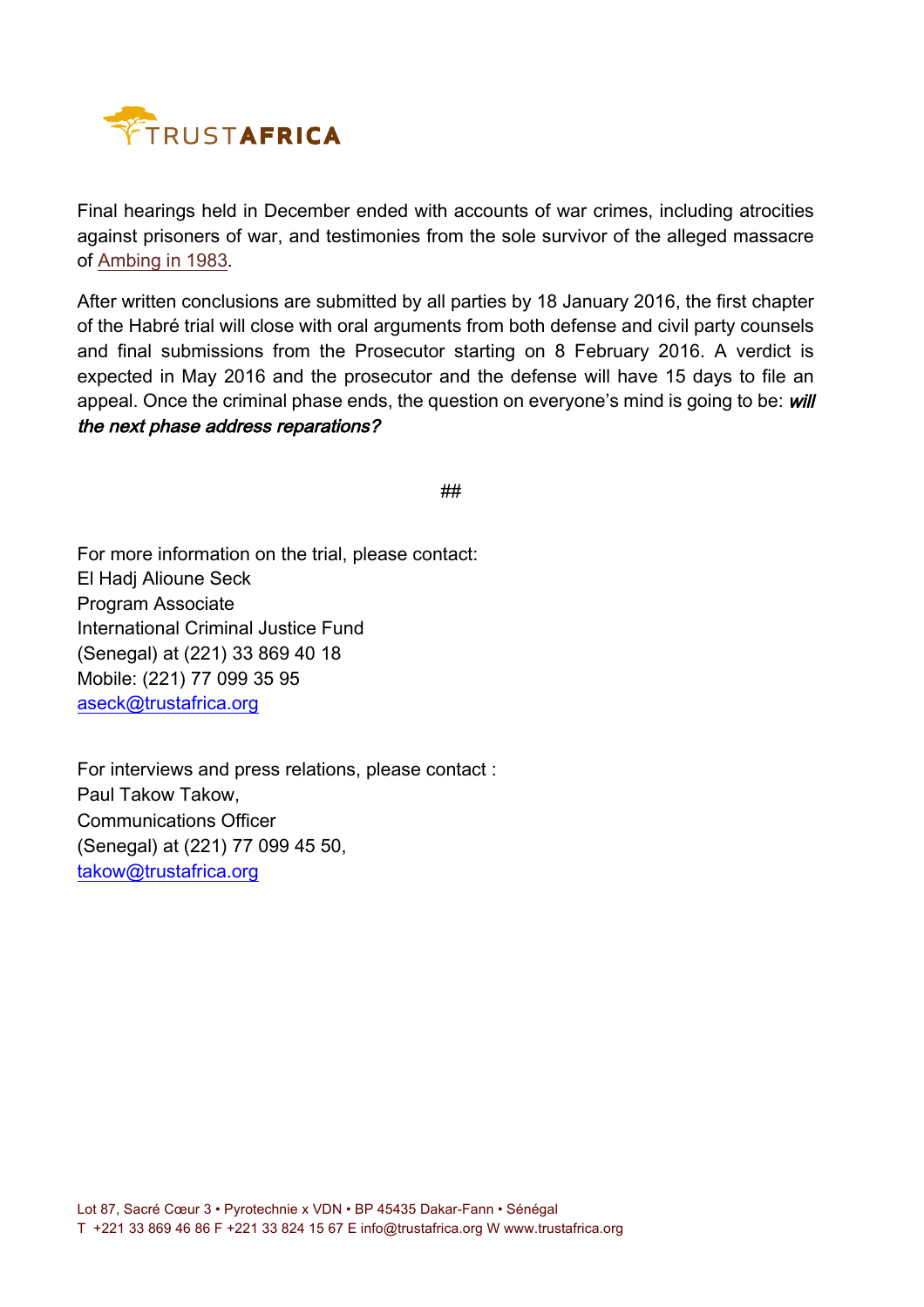Final hearings held in December ended with accounts of war crimes, including atrocities against prisoners of war, and testimonies from the sole survivor of the alleged massacre of Ambing in 1983.

After written conclusions are submitted by all parties by 18 January 2016, the first chapter of the Habré trial will close with oral arguments from both defense and civil party counsels and final submissions from the Prosecutor starting on 8 February 2016. A verdict is expected in May 2016 and the prosecutor and the defense will have 15 days to file an appeal. Once the criminal phase ends, the question on everyone's mind is going to be: ***will the next phase address reparations?***

##

For more information on the trial, please contact:
El Hadj Alioune Seck
Program Associate
International Criminal Justice Fund
(Senegal) at (221) 33 869 40 18
Mobile: (221) 77 099 35 95
aseck@trustafrica.org

For interviews and press relations, please contact :
Paul Takow Takow,
Communications Officer
(Senegal) at (221) 77 099 45 50,
takow@trustafrica.org